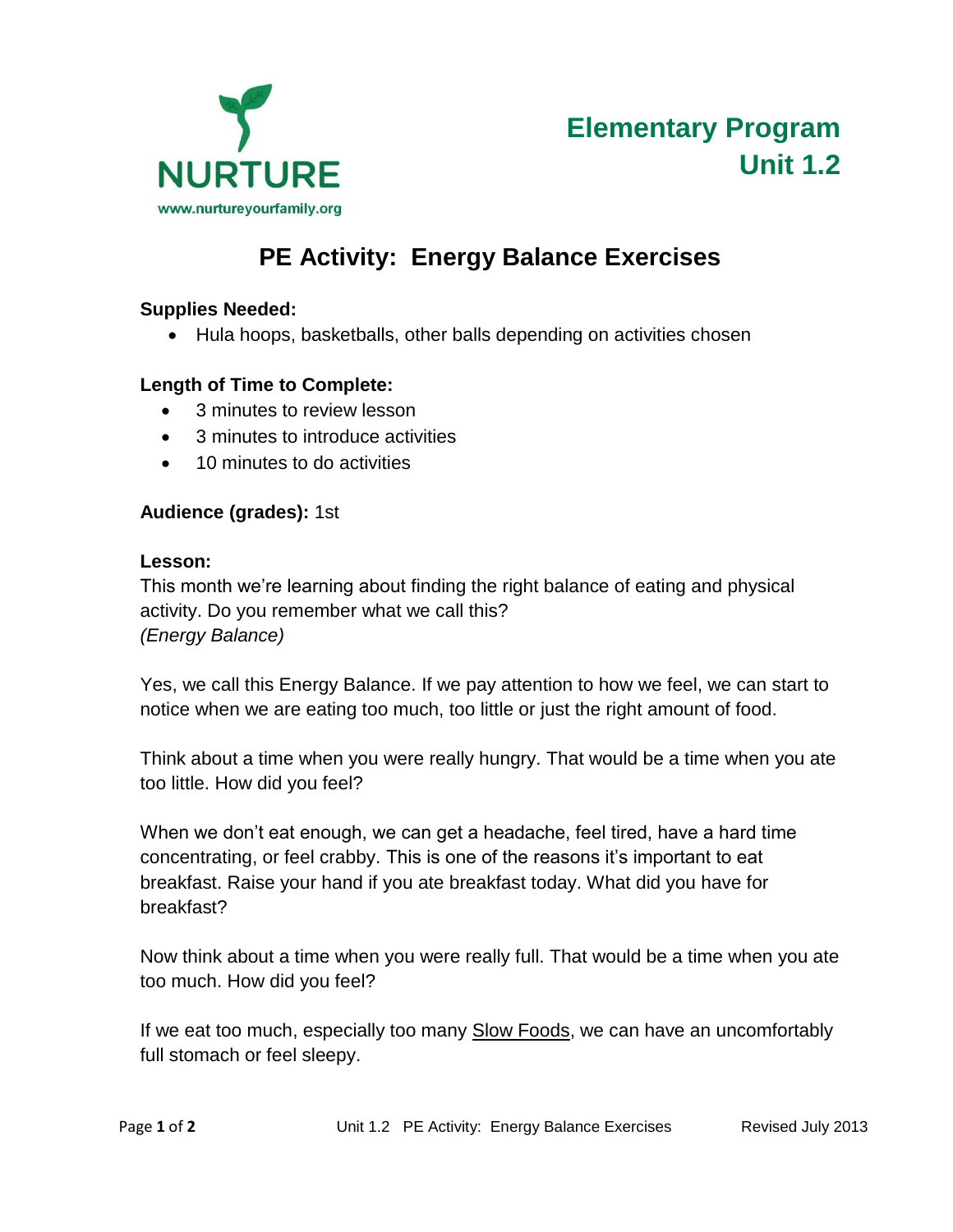NURTURE

www.nurtureyourfamily.org

**Elementary Program**
**Unit 1.2**

# PE Activity: Energy Balance Exercises

**Supplies Needed:**

- Hula hoops, basketballs, other balls depending on activities chosen

**Length of Time to Complete:**

- 3 minutes to review lesson
- 3 minutes to introduce activities
- 10 minutes to do activities

**Audience (grades):** 1st

**Lesson:**

This month we're learning about finding the right balance of eating and physical activity. Do you remember what we call this?
*(Energy Balance)*

Yes, we call this Energy Balance. If we pay attention to how we feel, we can start to notice when we are eating too much, too little or just the right amount of food.

Think about a time when you were really hungry. That would be a time when you ate too little. How did you feel?

When we don't eat enough, we can get a headache, feel tired, have a hard time concentrating, or feel crabby. This is one of the reasons it's important to eat breakfast. Raise your hand if you ate breakfast today. What did you have for breakfast?

Now think about a time when you were really full. That would be a time when you ate too much. How did you feel?

If we eat too much, especially too many Slow Foods, we can have an uncomfortably full stomach or feel sleepy.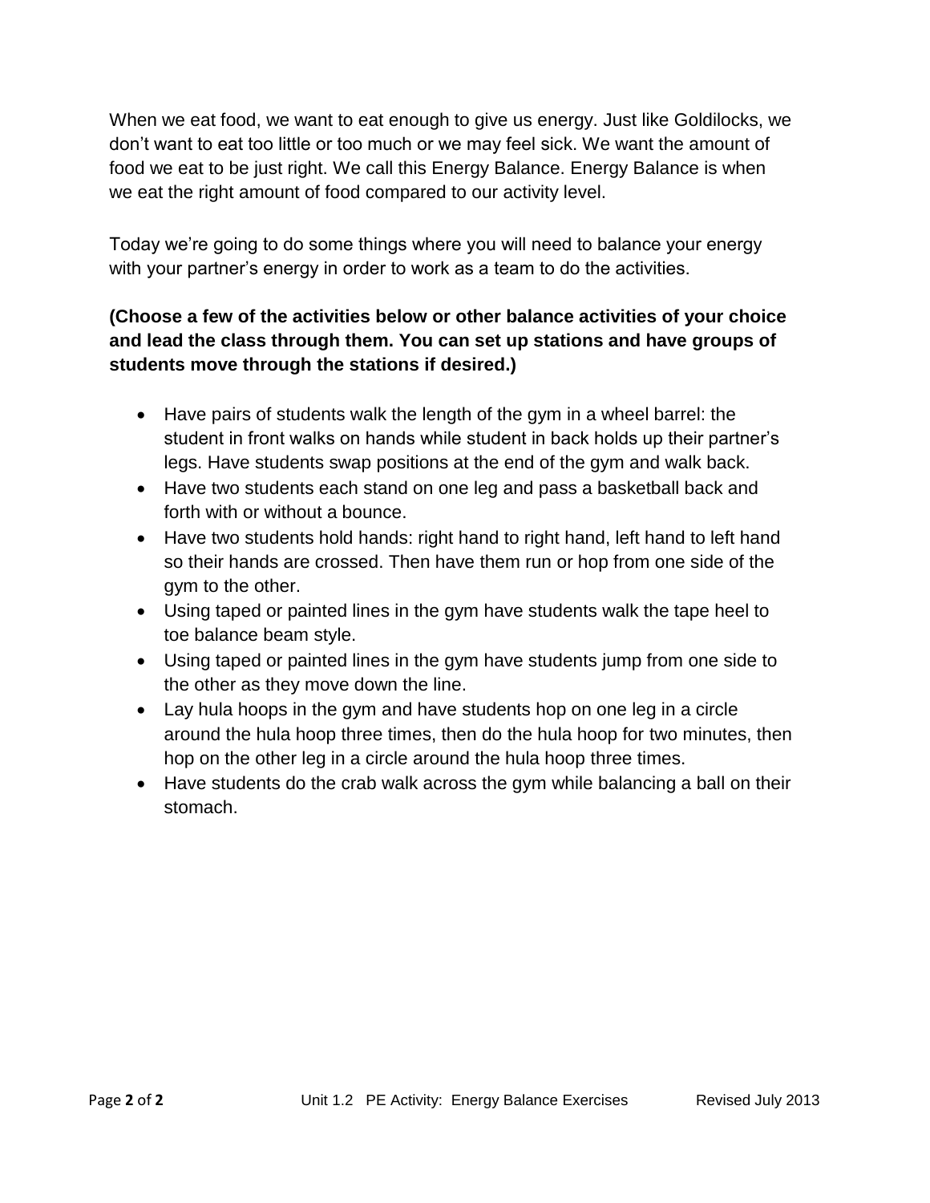When we eat food, we want to eat enough to give us energy. Just like Goldilocks, we don't want to eat too little or too much or we may feel sick. We want the amount of food we eat to be just right. We call this Energy Balance. Energy Balance is when we eat the right amount of food compared to our activity level.

Today we're going to do some things where you will need to balance your energy with your partner's energy in order to work as a team to do the activities.

**(Choose a few of the activities below or other balance activities of your choice and lead the class through them. You can set up stations and have groups of students move through the stations if desired.)**

- Have pairs of students walk the length of the gym in a wheel barrel: the student in front walks on hands while student in back holds up their partner's legs. Have students swap positions at the end of the gym and walk back.
- Have two students each stand on one leg and pass a basketball back and forth with or without a bounce.
- Have two students hold hands: right hand to right hand, left hand to left hand so their hands are crossed. Then have them run or hop from one side of the gym to the other.
- Using taped or painted lines in the gym have students walk the tape heel to toe balance beam style.
- Using taped or painted lines in the gym have students jump from one side to the other as they move down the line.
- Lay hula hoops in the gym and have students hop on one leg in a circle around the hula hoop three times, then do the hula hoop for two minutes, then hop on the other leg in a circle around the hula hoop three times.
- Have students do the crab walk across the gym while balancing a ball on their stomach.